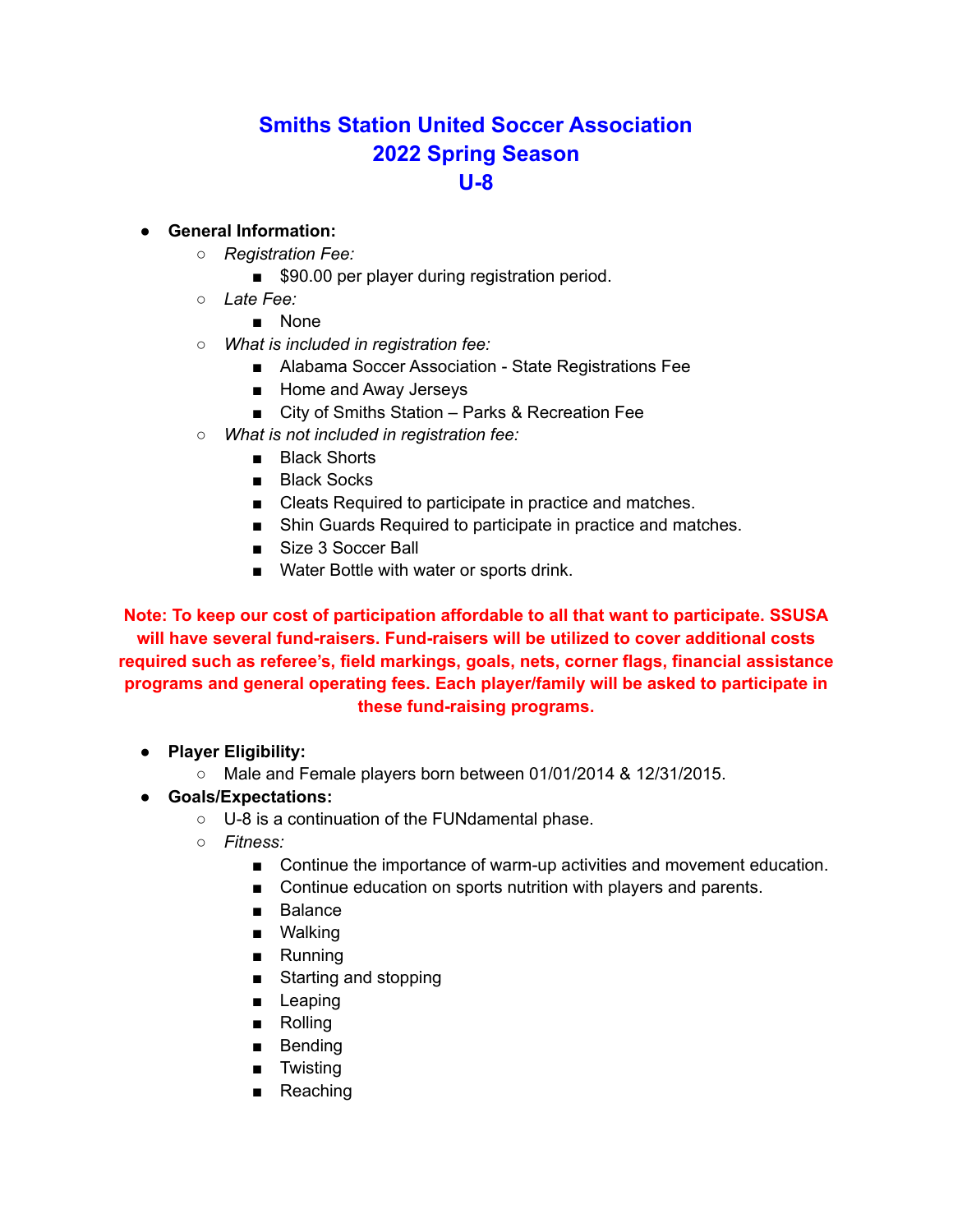# Smiths Station United Soccer Association
# 2022 Spring Season
# U-8

- **General Information:**
  - *Registration Fee:*
    - $90.00 per player during registration period.
  - *Late Fee:*
    - None
  - *What is included in registration fee:*
    - Alabama Soccer Association - State Registrations Fee
    - Home and Away Jerseys
    - City of Smiths Station – Parks & Recreation Fee
  - *What is not included in registration fee:*
    - Black Shorts
    - Black Socks
    - Cleats Required to participate in practice and matches.
    - Shin Guards Required to participate in practice and matches.
    - Size 3 Soccer Ball
    - Water Bottle with water or sports drink.

**Note: To keep our cost of participation affordable to all that want to participate. SSUSA will have several fund-raisers. Fund-raisers will be utilized to cover additional costs required such as referee's, field markings, goals, nets, corner flags, financial assistance programs and general operating fees. Each player/family will be asked to participate in these fund-raising programs.**

- **Player Eligibility:**
  - Male and Female players born between 01/01/2014 & 12/31/2015.
- **Goals/Expectations:**
  - U-8 is a continuation of the FUNdamental phase.
  - *Fitness:*
    - Continue the importance of warm-up activities and movement education.
    - Continue education on sports nutrition with players and parents.
    - Balance
    - Walking
    - Running
    - Starting and stopping
    - Leaping
    - Rolling
    - Bending
    - Twisting
    - Reaching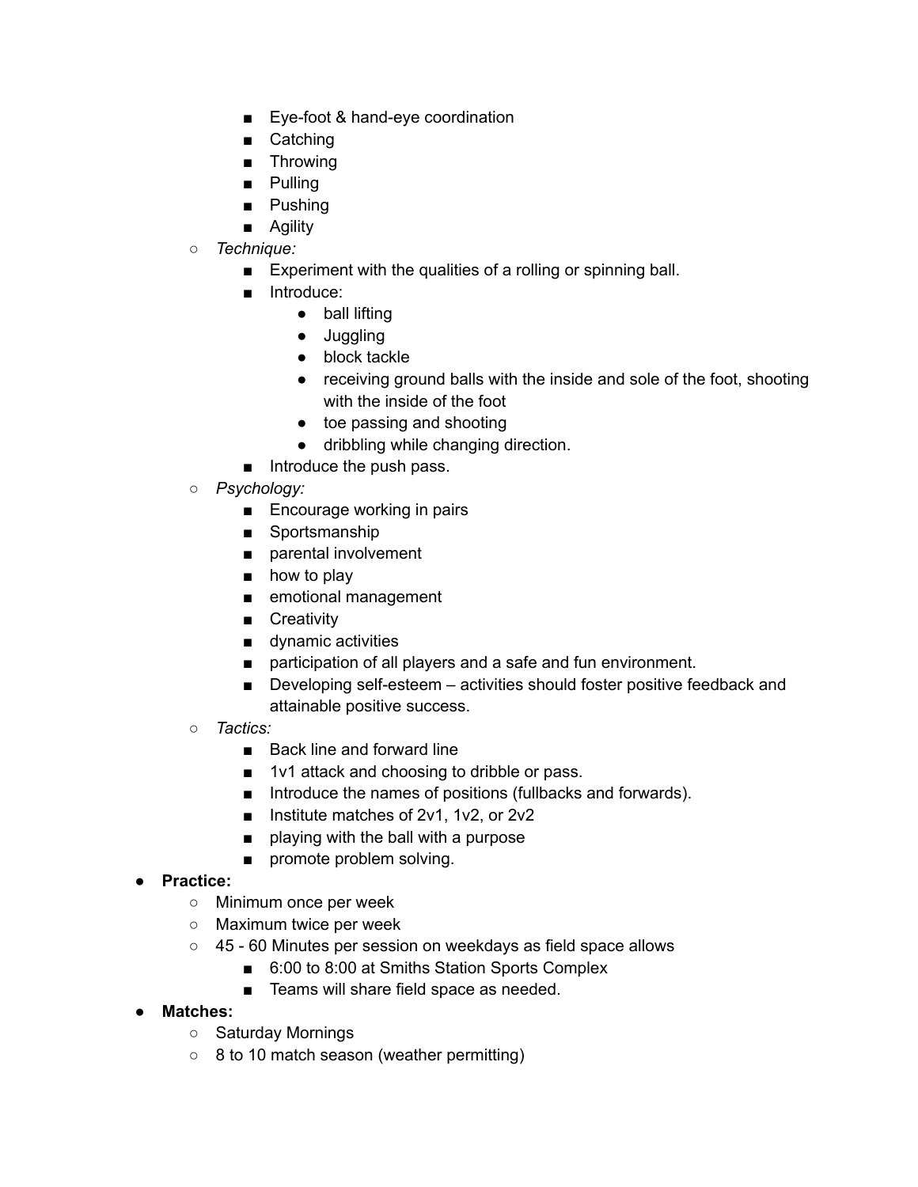- Eye-foot & hand-eye coordination
        - Catching
        - Throwing
        - Pulling
        - Pushing
        - Agility
    - *Technique:*
        - Experiment with the qualities of a rolling or spinning ball.
        - Introduce:
            - ball lifting
            - Juggling
            - block tackle
            - receiving ground balls with the inside and sole of the foot, shooting with the inside of the foot
            - toe passing and shooting
            - dribbling while changing direction.
        - Introduce the push pass.
    - *Psychology:*
        - Encourage working in pairs
        - Sportsmanship
        - parental involvement
        - how to play
        - emotional management
        - Creativity
        - dynamic activities
        - participation of all players and a safe and fun environment.
        - Developing self-esteem – activities should foster positive feedback and attainable positive success.
    - *Tactics:*
        - Back line and forward line
        - 1v1 attack and choosing to dribble or pass.
        - Introduce the names of positions (fullbacks and forwards).
        - Institute matches of 2v1, 1v2, or 2v2
        - playing with the ball with a purpose
        - promote problem solving.
- **Practice:**
    - Minimum once per week
    - Maximum twice per week
    - 45 - 60 Minutes per session on weekdays as field space allows
        - 6:00 to 8:00 at Smiths Station Sports Complex
        - Teams will share field space as needed.
- **Matches:**
    - Saturday Mornings
    - 8 to 10 match season (weather permitting)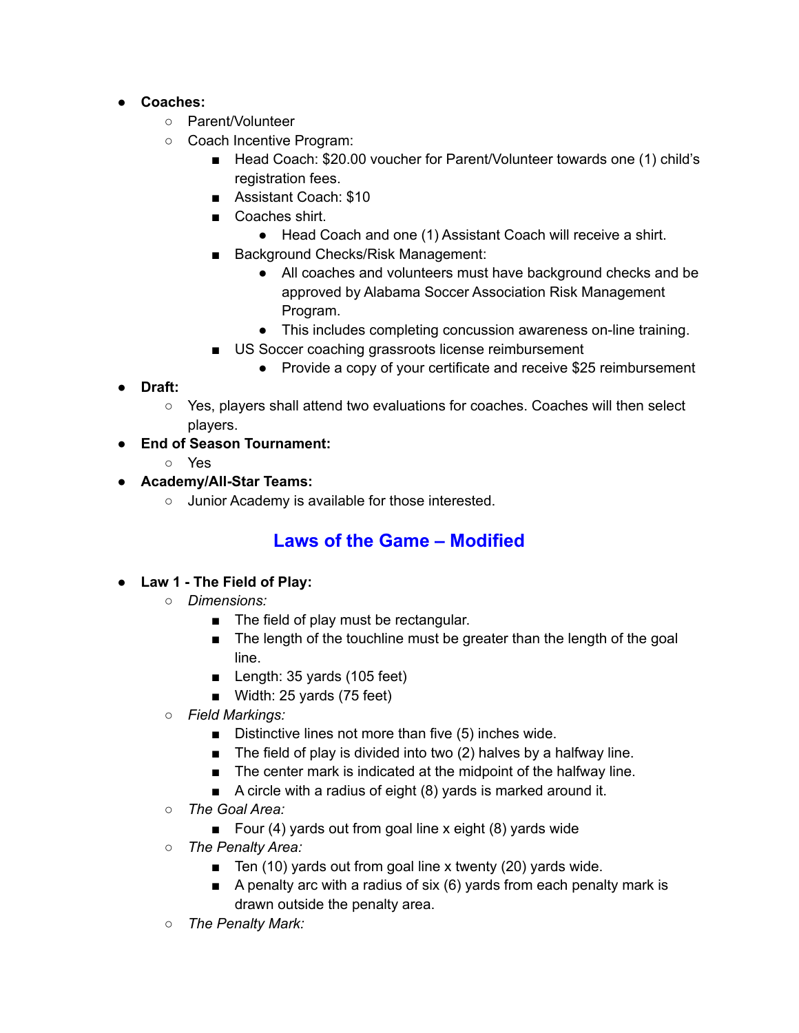- **Coaches:**
  - Parent/Volunteer
  - Coach Incentive Program:
    - Head Coach: $20.00 voucher for Parent/Volunteer towards one (1) child's registration fees.
    - Assistant Coach: $10
    - Coaches shirt.
      - Head Coach and one (1) Assistant Coach will receive a shirt.
    - Background Checks/Risk Management:
      - All coaches and volunteers must have background checks and be approved by Alabama Soccer Association Risk Management Program.
      - This includes completing concussion awareness on-line training.
    - US Soccer coaching grassroots license reimbursement
      - Provide a copy of your certificate and receive $25 reimbursement
- **Draft:**
  - Yes, players shall attend two evaluations for coaches. Coaches will then select players.
- **End of Season Tournament:**
  - Yes
- **Academy/All-Star Teams:**
  - Junior Academy is available for those interested.

## Laws of the Game – Modified

- **Law 1 - The Field of Play:**
  - *Dimensions:*
    - The field of play must be rectangular.
    - The length of the touchline must be greater than the length of the goal line.
    - Length: 35 yards (105 feet)
    - Width: 25 yards (75 feet)
  - *Field Markings:*
    - Distinctive lines not more than five (5) inches wide.
    - The field of play is divided into two (2) halves by a halfway line.
    - The center mark is indicated at the midpoint of the halfway line.
    - A circle with a radius of eight (8) yards is marked around it.
  - *The Goal Area:*
    - Four (4) yards out from goal line x eight (8) yards wide
  - *The Penalty Area:*
    - Ten (10) yards out from goal line x twenty (20) yards wide.
    - A penalty arc with a radius of six (6) yards from each penalty mark is drawn outside the penalty area.
  - *The Penalty Mark:*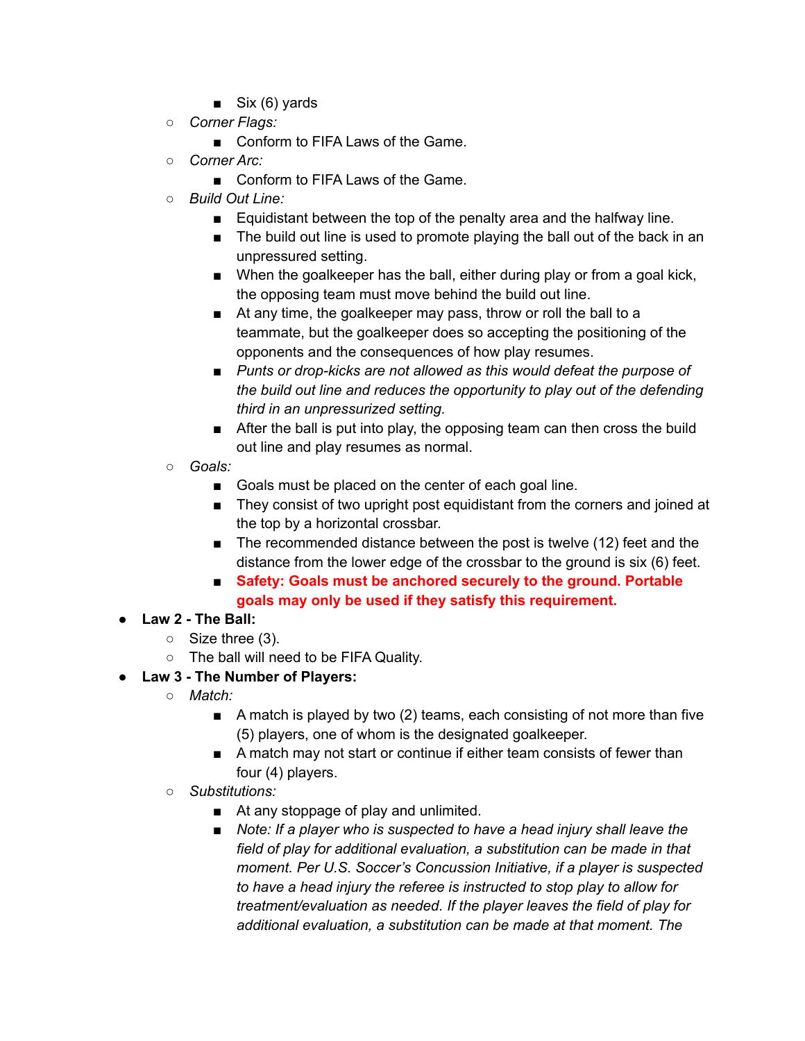- Six (6) yards
    - *Corner Flags:*
        - Conform to FIFA Laws of the Game.
    - *Corner Arc:*
        - Conform to FIFA Laws of the Game.
    - *Build Out Line:*
        - Equidistant between the top of the penalty area and the halfway line.
        - The build out line is used to promote playing the ball out of the back in an unpressured setting.
        - When the goalkeeper has the ball, either during play or from a goal kick, the opposing team must move behind the build out line.
        - At any time, the goalkeeper may pass, throw or roll the ball to a teammate, but the goalkeeper does so accepting the positioning of the opponents and the consequences of how play resumes.
        - *Punts or drop-kicks are not allowed as this would defeat the purpose of the build out line and reduces the opportunity to play out of the defending third in an unpressurized setting.*
        - After the ball is put into play, the opposing team can then cross the build out line and play resumes as normal.
    - *Goals:*
        - Goals must be placed on the center of each goal line.
        - They consist of two upright post equidistant from the corners and joined at the top by a horizontal crossbar.
        - The recommended distance between the post is twelve (12) feet and the distance from the lower edge of the crossbar to the ground is six (6) feet.
        - **Safety: Goals must be anchored securely to the ground. Portable goals may only be used if they satisfy this requirement.**
- **Law 2 - The Ball:**
    - Size three (3).
    - The ball will need to be FIFA Quality.
- **Law 3 - The Number of Players:**
    - *Match:*
        - A match is played by two (2) teams, each consisting of not more than five (5) players, one of whom is the designated goalkeeper.
        - A match may not start or continue if either team consists of fewer than four (4) players.
    - *Substitutions:*
        - At any stoppage of play and unlimited.
        - *Note: If a player who is suspected to have a head injury shall leave the field of play for additional evaluation, a substitution can be made in that moment. Per U.S. Soccer's Concussion Initiative, if a player is suspected to have a head injury the referee is instructed to stop play to allow for treatment/evaluation as needed. If the player leaves the field of play for additional evaluation, a substitution can be made at that moment. The*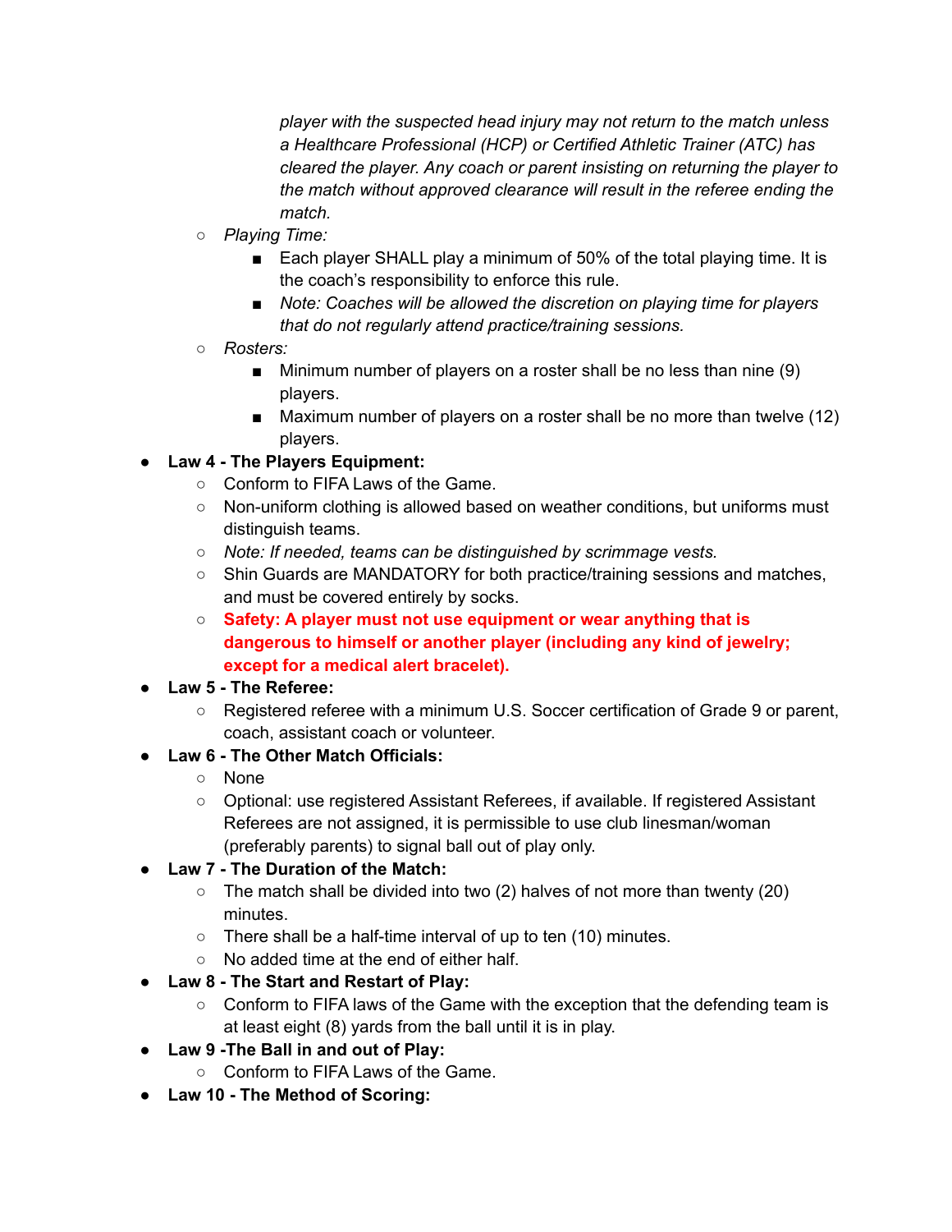*player with the suspected head injury may not return to the match unless a Healthcare Professional (HCP) or Certified Athletic Trainer (ATC) has cleared the player. Any coach or parent insisting on returning the player to the match without approved clearance will result in the referee ending the match.*

    - *Playing Time:*
        - Each player SHALL play a minimum of 50% of the total playing time. It is the coach's responsibility to enforce this rule.
        - *Note: Coaches will be allowed the discretion on playing time for players that do not regularly attend practice/training sessions.*
    - *Rosters:*
        - Minimum number of players on a roster shall be no less than nine (9) players.
        - Maximum number of players on a roster shall be no more than twelve (12) players.
- **Law 4 - The Players Equipment:**
    - Conform to FIFA Laws of the Game.
    - Non-uniform clothing is allowed based on weather conditions, but uniforms must distinguish teams.
    - *Note: If needed, teams can be distinguished by scrimmage vests.*
    - Shin Guards are MANDATORY for both practice/training sessions and matches, and must be covered entirely by socks.
    - **Safety: A player must not use equipment or wear anything that is dangerous to himself or another player (including any kind of jewelry; except for a medical alert bracelet).**
- **Law 5 - The Referee:**
    - Registered referee with a minimum U.S. Soccer certification of Grade 9 or parent, coach, assistant coach or volunteer.
- **Law 6 - The Other Match Officials:**
    - None
    - Optional: use registered Assistant Referees, if available. If registered Assistant Referees are not assigned, it is permissible to use club linesman/woman (preferably parents) to signal ball out of play only.
- **Law 7 - The Duration of the Match:**
    - The match shall be divided into two (2) halves of not more than twenty (20) minutes.
    - There shall be a half-time interval of up to ten (10) minutes.
    - No added time at the end of either half.
- **Law 8 - The Start and Restart of Play:**
    - Conform to FIFA laws of the Game with the exception that the defending team is at least eight (8) yards from the ball until it is in play.
- **Law 9 -The Ball in and out of Play:**
    - Conform to FIFA Laws of the Game.
- **Law 10 - The Method of Scoring:**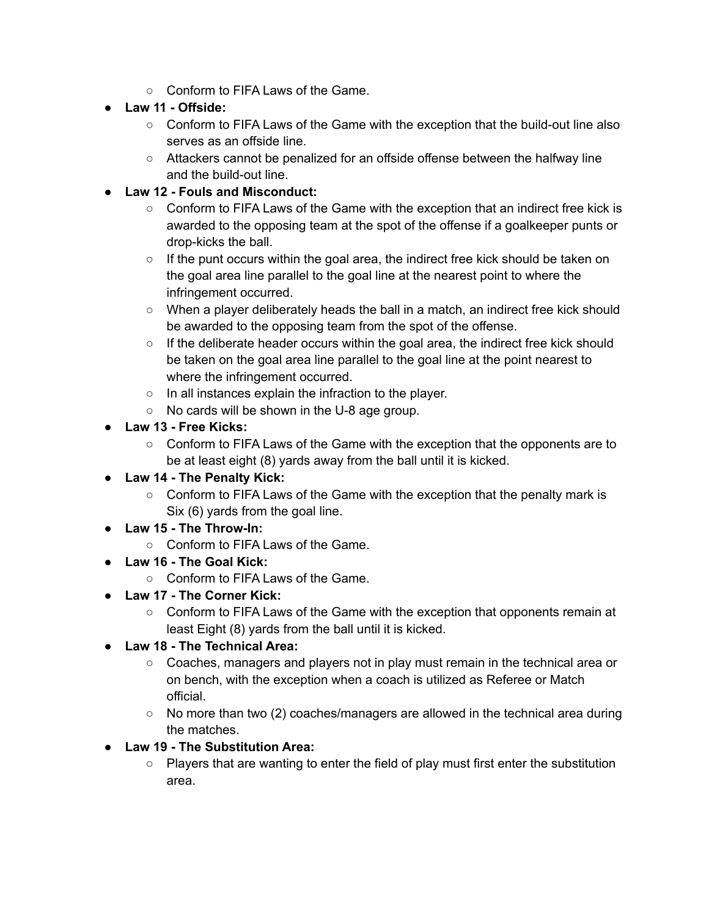- Conform to FIFA Laws of the Game.
- **Law 11 - Offside:**
    - Conform to FIFA Laws of the Game with the exception that the build-out line also serves as an offside line.
    - Attackers cannot be penalized for an offside offense between the halfway line and the build-out line.
- **Law 12 - Fouls and Misconduct:**
    - Conform to FIFA Laws of the Game with the exception that an indirect free kick is awarded to the opposing team at the spot of the offense if a goalkeeper punts or drop-kicks the ball.
    - If the punt occurs within the goal area, the indirect free kick should be taken on the goal area line parallel to the goal line at the nearest point to where the infringement occurred.
    - When a player deliberately heads the ball in a match, an indirect free kick should be awarded to the opposing team from the spot of the offense.
    - If the deliberate header occurs within the goal area, the indirect free kick should be taken on the goal area line parallel to the goal line at the point nearest to where the infringement occurred.
    - In all instances explain the infraction to the player.
    - No cards will be shown in the U-8 age group.
- **Law 13 - Free Kicks:**
    - Conform to FIFA Laws of the Game with the exception that the opponents are to be at least eight (8) yards away from the ball until it is kicked.
- **Law 14 - The Penalty Kick:**
    - Conform to FIFA Laws of the Game with the exception that the penalty mark is Six (6) yards from the goal line.
- **Law 15 - The Throw-In:**
    - Conform to FIFA Laws of the Game.
- **Law 16 - The Goal Kick:**
    - Conform to FIFA Laws of the Game.
- **Law 17 - The Corner Kick:**
    - Conform to FIFA Laws of the Game with the exception that opponents remain at least Eight (8) yards from the ball until it is kicked.
- **Law 18 - The Technical Area:**
    - Coaches, managers and players not in play must remain in the technical area or on bench, with the exception when a coach is utilized as Referee or Match official.
    - No more than two (2) coaches/managers are allowed in the technical area during the matches.
- **Law 19 - The Substitution Area:**
    - Players that are wanting to enter the field of play must first enter the substitution area.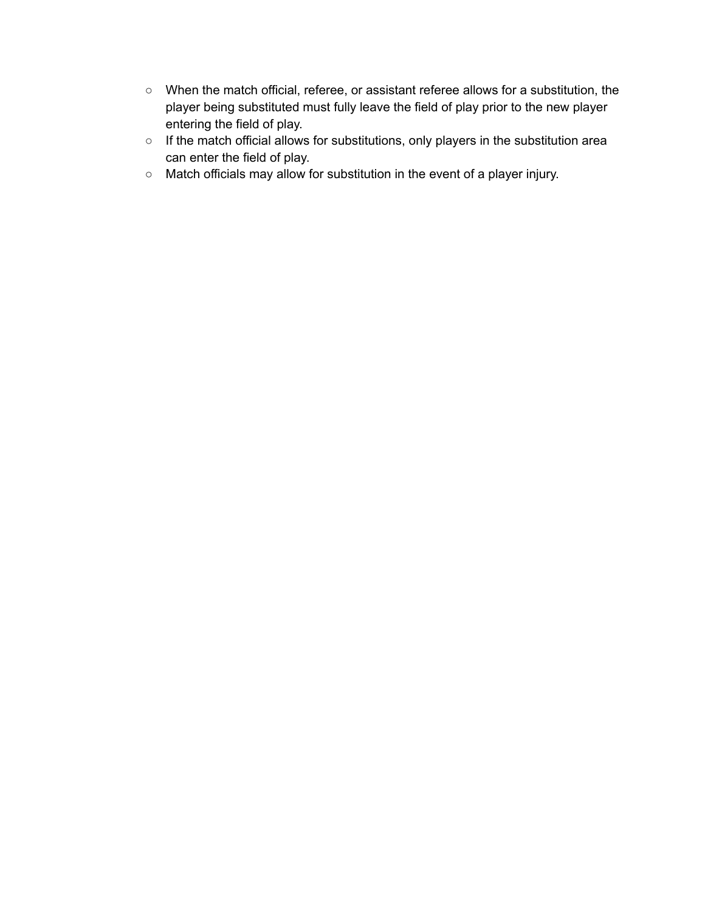- When the match official, referee, or assistant referee allows for a substitution, the player being substituted must fully leave the field of play prior to the new player entering the field of play.
- If the match official allows for substitutions, only players in the substitution area can enter the field of play.
- Match officials may allow for substitution in the event of a player injury.